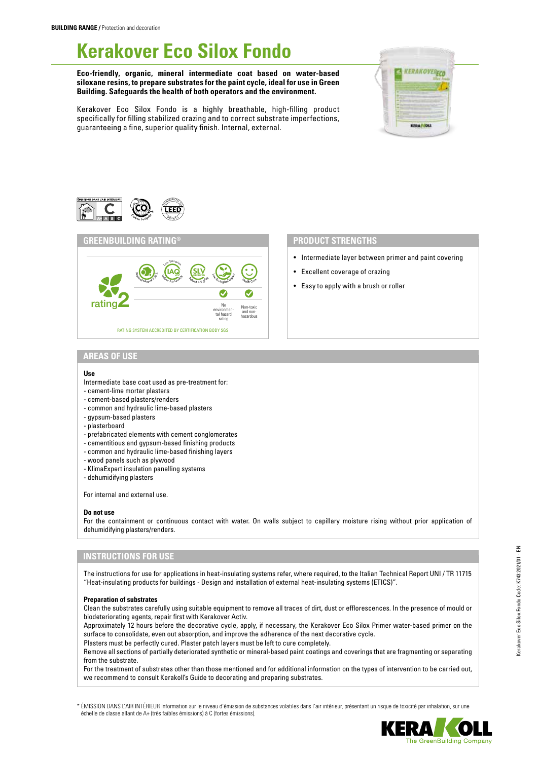**BUILDING RANGE /** Protection and decoration

# Kerakover Eco Silox Fondo

**Eco-friendly, organic, mineral intermediate coat based on water-based siloxane resins, to prepare substrates for the paint cycle, ideal for use in Green Building. Safeguards the health of both operators and the environment.**

Kerakover Eco Silox Fondo is a highly breathable, high-filling product specifically for filling stabilized crazing and to correct substrate imperfections, guaranteeing a fine, superior quality finish. Internal, external.

## GREENBUILDING RATING®

rating 2

Regional Mineral ≥ 30% · Low Emission IAQ VOC Indoor Air Quality · SLV Reduced Solvent ≤ 3 g/kg · Low Ecological Impact · Health Care

| No environmental hazard rating | Non-toxic and non-hazardous |
|---|---|
| ✓ | ✓ |

RATING SYSTEM ACCREDITED BY CERTIFICATION BODY SGS

## PRODUCT STRENGTHS

- Intermediate layer between primer and paint covering
- Excellent coverage of crazing
- Easy to apply with a brush or roller

## AREAS OF USE

**Use**

Intermediate base coat used as pre-treatment for:
- cement-lime mortar plasters
- cement-based plasters/renders
- common and hydraulic lime-based plasters
- gypsum-based plasters
- plasterboard
- prefabricated elements with cement conglomerates
- cementitious and gypsum-based finishing products
- common and hydraulic lime-based finishing layers
- wood panels such as plywood
- KlimaExpert insulation panelling systems
- dehumidifying plasters

For internal and external use.

**Do not use**

For the containment or continuous contact with water. On walls subject to capillary moisture rising without prior application of dehumidifying plasters/renders.

## INSTRUCTIONS FOR USE

The instructions for use for applications in heat-insulating systems refer, where required, to the Italian Technical Report UNI / TR 11715 "Heat-insulating products for buildings - Design and installation of external heat-insulating systems (ETICS)".

**Preparation of substrates**

Clean the substrates carefully using suitable equipment to remove all traces of dirt, dust or efflorescences. In the presence of mould or biodeteriorating agents, repair first with Kerakover Activ.

Approximately 12 hours before the decorative cycle, apply, if necessary, the Kerakover Eco Silox Primer water-based primer on the surface to consolidate, even out absorption, and improve the adherence of the next decorative cycle.

Plasters must be perfectly cured. Plaster patch layers must be left to cure completely.

Remove all sections of partially deteriorated synthetic or mineral-based paint coatings and coverings that are fragmenting or separating from the substrate.

For the treatment of substrates other than those mentioned and for additional information on the types of intervention to be carried out, we recommend to consult Kerakoll's Guide to decorating and preparing substrates.

\* ÉMISSION DANS L'AIR INTÉRIEUR Information sur le niveau d'émission de substances volatiles dans l'air intérieur, présentant un risque de toxicité par inhalation, sur une échelle de classe allant de A+ (très faibles émissions) à C (fortes émissions).

Kerakover Eco Silox Fondo Code: K743 2021/01 - EN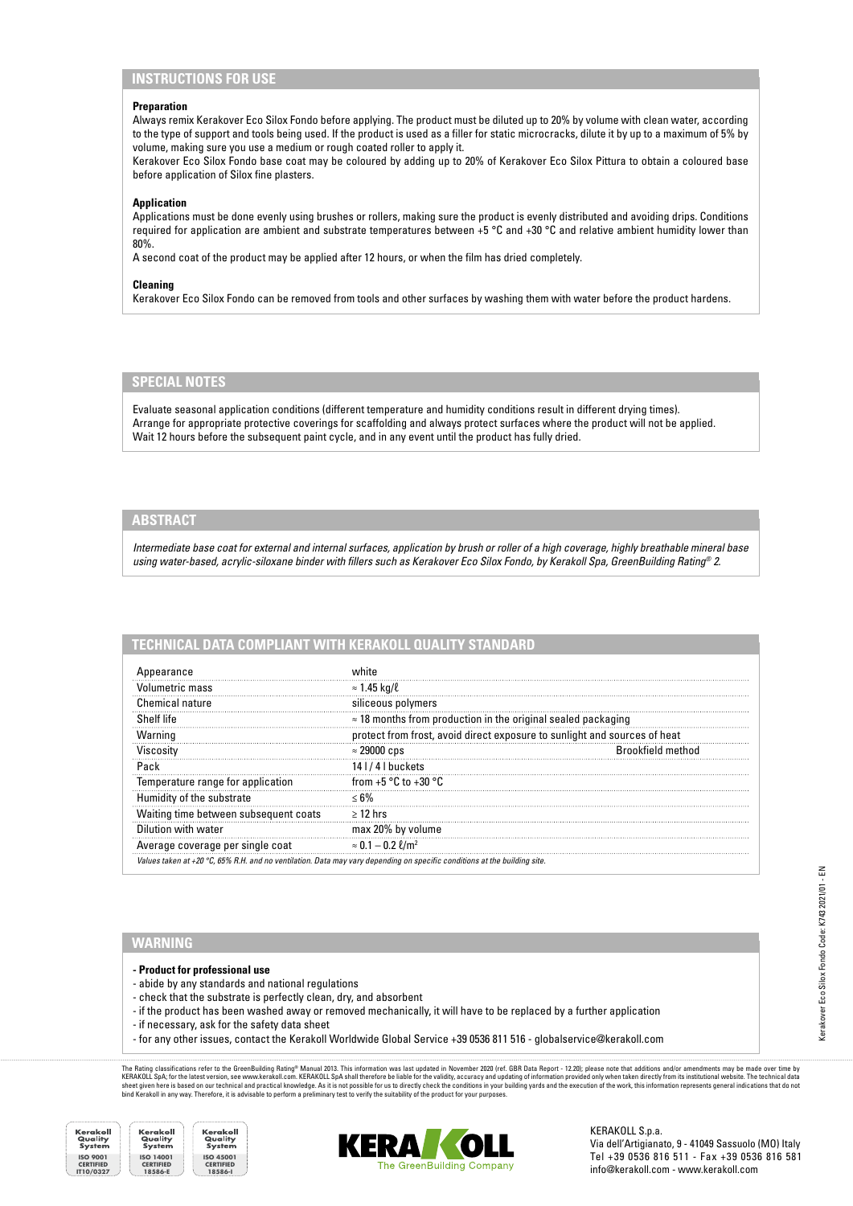## INSTRUCTIONS FOR USE

**Preparation**

Always remix Kerakover Eco Silox Fondo before applying. The product must be diluted up to 20% by volume with clean water, according to the type of support and tools being used. If the product is used as a filler for static microcracks, dilute it by up to a maximum of 5% by volume, making sure you use a medium or rough coated roller to apply it.

Kerakover Eco Silox Fondo base coat may be coloured by adding up to 20% of Kerakover Eco Silox Pittura to obtain a coloured base before application of Silox fine plasters.

**Application**

Applications must be done evenly using brushes or rollers, making sure the product is evenly distributed and avoiding drips. Conditions required for application are ambient and substrate temperatures between +5 °C and +30 °C and relative ambient humidity lower than 80%.

A second coat of the product may be applied after 12 hours, or when the film has dried completely.

**Cleaning**

Kerakover Eco Silox Fondo can be removed from tools and other surfaces by washing them with water before the product hardens.

## SPECIAL NOTES

Evaluate seasonal application conditions (different temperature and humidity conditions result in different drying times).
Arrange for appropriate protective coverings for scaffolding and always protect surfaces where the product will not be applied.
Wait 12 hours before the subsequent paint cycle, and in any event until the product has fully dried.

## ABSTRACT

*Intermediate base coat for external and internal surfaces, application by brush or roller of a high coverage, highly breathable mineral base using water-based, acrylic-siloxane binder with fillers such as Kerakover Eco Silox Fondo, by Kerakoll Spa, GreenBuilding Rating® 2.*

## TECHNICAL DATA COMPLIANT WITH KERAKOLL QUALITY STANDARD

| | | |
|---|---|---|
| Appearance | white | |
| Volumetric mass | ≈ 1.45 kg/ℓ | |
| Chemical nature | siliceous polymers | |
| Shelf life | ≈ 18 months from production in the original sealed packaging | |
| Warning | protect from frost, avoid direct exposure to sunlight and sources of heat | |
| Viscosity | ≈ 29000 cps | Brookfield method |
| Pack | 14 l / 4 l buckets | |
| Temperature range for application | from +5 °C to +30 °C | |
| Humidity of the substrate | ≤ 6% | |
| Waiting time between subsequent coats | ≥ 12 hrs | |
| Dilution with water | max 20% by volume | |
| Average coverage per single coat | ≈ 0.1 – 0.2 ℓ/m² | |

*Values taken at +20 °C, 65% R.H. and no ventilation. Data may vary depending on specific conditions at the building site.*

## WARNING

- **Product for professional use**
- abide by any standards and national regulations
- check that the substrate is perfectly clean, dry, and absorbent
- if the product has been washed away or removed mechanically, it will have to be replaced by a further application
- if necessary, ask for the safety data sheet
- for any other issues, contact the Kerakoll Worldwide Global Service +39 0536 811 516 - globalservice@kerakoll.com

The Rating classifications refer to the GreenBuilding Rating® Manual 2013. This information was last updated in November 2020 (ref. GBR Data Report - 12.20); please note that additions and/or amendments may be made over time by KERAKOLL SpA; for the latest version, see www.kerakoll.com. KERAKOLL SpA shall therefore be liable for the validity, accuracy and updating of information provided only when taken directly from its institutional website. The technical data sheet given here is based on our technical and practical knowledge. As it is not possible for us to directly check the conditions in your building yards and the execution of the work, this information represents general indications that do not bind Kerakoll in any way. Therefore, it is advisable to perform a preliminary test to verify the suitability of the product for your purposes.

Kerakoll Quality System ISO 9001 CERTIFIED IT10/0327 — Kerakoll Quality System ISO 14001 CERTIFIED 18586-E — Kerakoll Quality System ISO 45001 CERTIFIED 18586-I

KERAKOLL The GreenBuilding Company

KERAKOLL S.p.a.
Via dell'Artigianato, 9 - 41049 Sassuolo (MO) Italy
Tel +39 0536 816 511 - Fax +39 0536 816 581
info@kerakoll.com - www.kerakoll.com

Kerakover Eco Silox Fondo Code: K743 2021/01 - EN